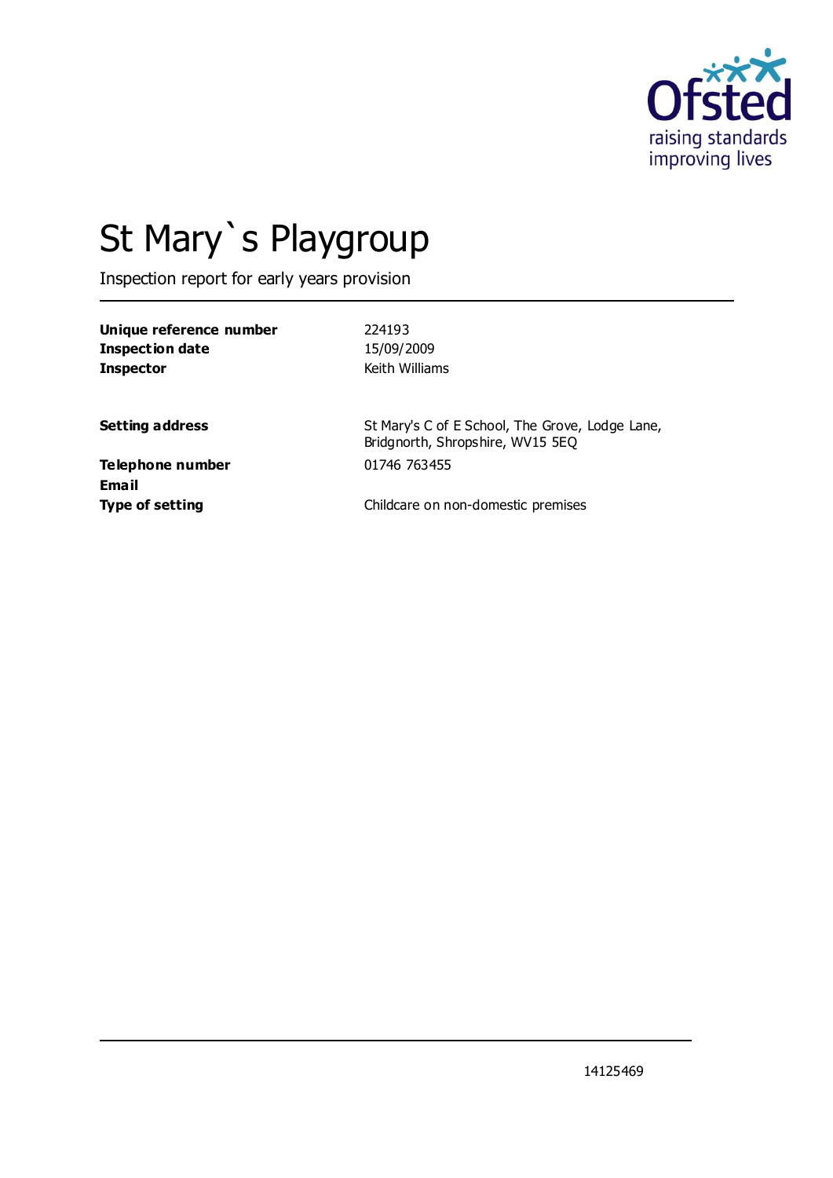# St Mary`s Playgroup

Inspection report for early years provision

| | |
|---|---|
| **Unique reference number** | 224193 |
| **Inspection date** | 15/09/2009 |
| **Inspector** | Keith Williams |
| | |
| **Setting address** | St Mary's C of E School, The Grove, Lodge Lane, Bridgnorth, Shropshire, WV15 5EQ |
| **Telephone number** | 01746 763455 |
| **Email** | |
| **Type of setting** | Childcare on non-domestic premises |

14125469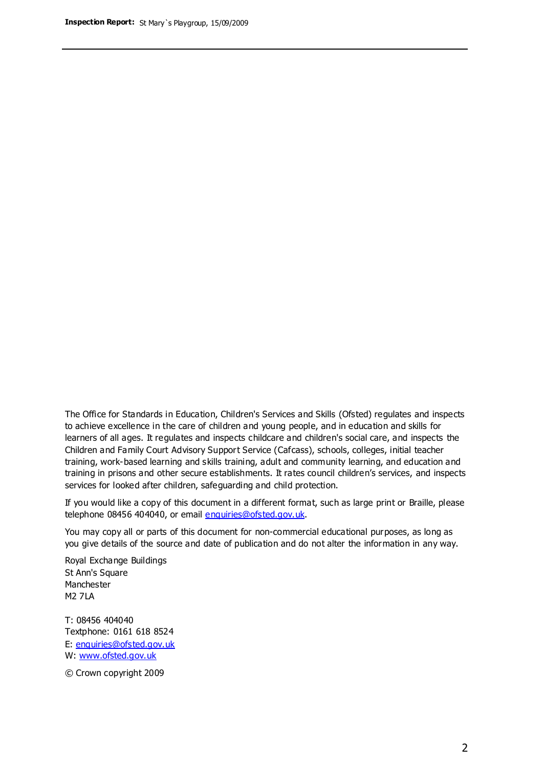The Office for Standards in Education, Children's Services and Skills (Ofsted) regulates and inspects to achieve excellence in the care of children and young people, and in education and skills for learners of all ages. It regulates and inspects childcare and children's social care, and inspects the Children and Family Court Advisory Support Service (Cafcass), schools, colleges, initial teacher training, work-based learning and skills training, adult and community learning, and education and training in prisons and other secure establishments. It rates council children's services, and inspects services for looked after children, safeguarding and child protection.

If you would like a copy of this document in a different format, such as large print or Braille, please telephone 08456 404040, or email enquiries@ofsted.gov.uk.

You may copy all or parts of this document for non-commercial educational purposes, as long as you give details of the source and date of publication and do not alter the information in any way.

Royal Exchange Buildings
St Ann's Square
Manchester
M2 7LA

T: 08456 404040
Textphone: 0161 618 8524
E: enquiries@ofsted.gov.uk
W: www.ofsted.gov.uk

© Crown copyright 2009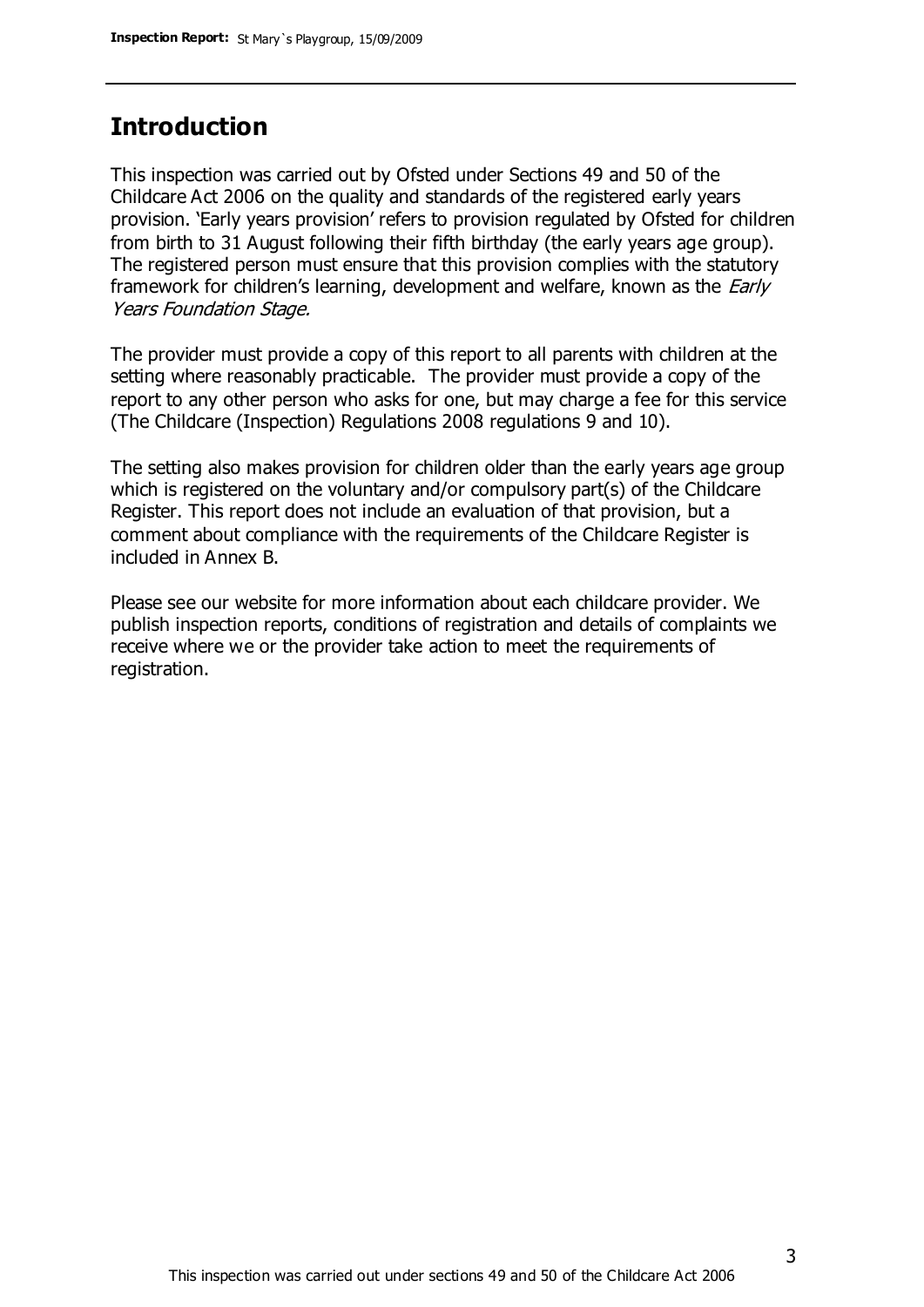## Introduction

This inspection was carried out by Ofsted under Sections 49 and 50 of the Childcare Act 2006 on the quality and standards of the registered early years provision. 'Early years provision' refers to provision regulated by Ofsted for children from birth to 31 August following their fifth birthday (the early years age group). The registered person must ensure that this provision complies with the statutory framework for children's learning, development and welfare, known as the *Early Years Foundation Stage.*

The provider must provide a copy of this report to all parents with children at the setting where reasonably practicable. The provider must provide a copy of the report to any other person who asks for one, but may charge a fee for this service (The Childcare (Inspection) Regulations 2008 regulations 9 and 10).

The setting also makes provision for children older than the early years age group which is registered on the voluntary and/or compulsory part(s) of the Childcare Register. This report does not include an evaluation of that provision, but a comment about compliance with the requirements of the Childcare Register is included in Annex B.

Please see our website for more information about each childcare provider. We publish inspection reports, conditions of registration and details of complaints we receive where we or the provider take action to meet the requirements of registration.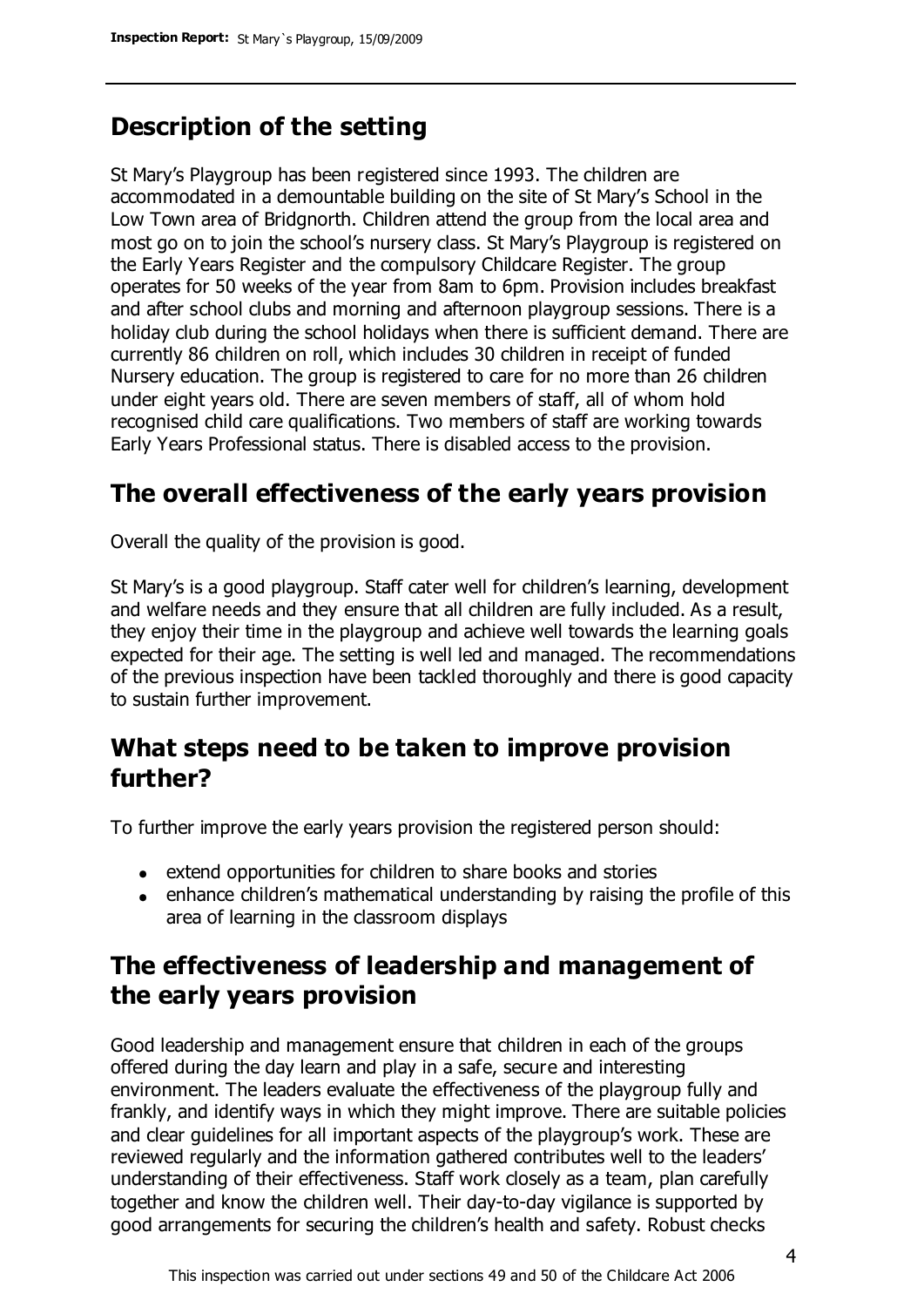## Description of the setting

St Mary's Playgroup has been registered since 1993. The children are accommodated in a demountable building on the site of St Mary's School in the Low Town area of Bridgnorth. Children attend the group from the local area and most go on to join the school's nursery class. St Mary's Playgroup is registered on the Early Years Register and the compulsory Childcare Register. The group operates for 50 weeks of the year from 8am to 6pm. Provision includes breakfast and after school clubs and morning and afternoon playgroup sessions. There is a holiday club during the school holidays when there is sufficient demand. There are currently 86 children on roll, which includes 30 children in receipt of funded Nursery education. The group is registered to care for no more than 26 children under eight years old. There are seven members of staff, all of whom hold recognised child care qualifications. Two members of staff are working towards Early Years Professional status. There is disabled access to the provision.

## The overall effectiveness of the early years provision

Overall the quality of the provision is good.

St Mary's is a good playgroup. Staff cater well for children's learning, development and welfare needs and they ensure that all children are fully included. As a result, they enjoy their time in the playgroup and achieve well towards the learning goals expected for their age. The setting is well led and managed. The recommendations of the previous inspection have been tackled thoroughly and there is good capacity to sustain further improvement.

## What steps need to be taken to improve provision further?

To further improve the early years provision the registered person should:

- extend opportunities for children to share books and stories
- enhance children's mathematical understanding by raising the profile of this area of learning in the classroom displays

## The effectiveness of leadership and management of the early years provision

Good leadership and management ensure that children in each of the groups offered during the day learn and play in a safe, secure and interesting environment. The leaders evaluate the effectiveness of the playgroup fully and frankly, and identify ways in which they might improve. There are suitable policies and clear guidelines for all important aspects of the playgroup's work. These are reviewed regularly and the information gathered contributes well to the leaders' understanding of their effectiveness. Staff work closely as a team, plan carefully together and know the children well. Their day-to-day vigilance is supported by good arrangements for securing the children's health and safety. Robust checks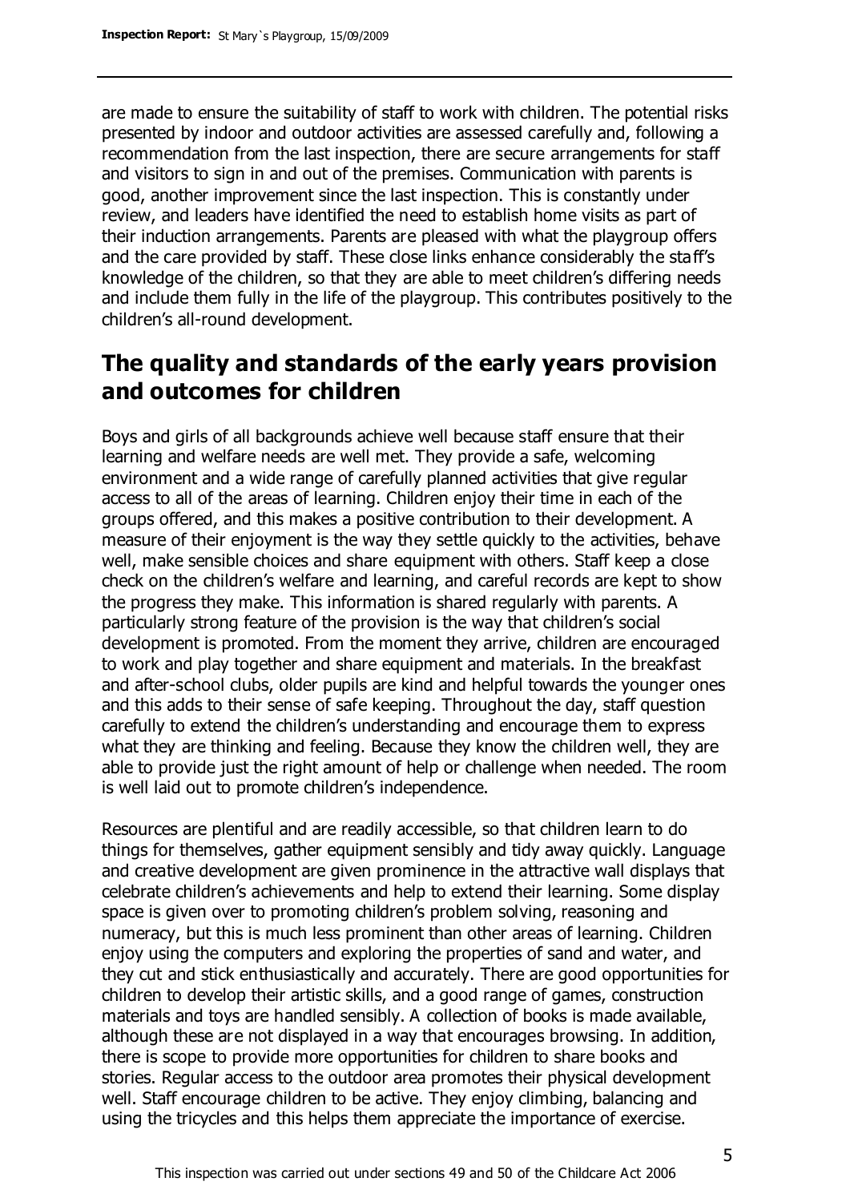are made to ensure the suitability of staff to work with children. The potential risks presented by indoor and outdoor activities are assessed carefully and, following a recommendation from the last inspection, there are secure arrangements for staff and visitors to sign in and out of the premises. Communication with parents is good, another improvement since the last inspection. This is constantly under review, and leaders have identified the need to establish home visits as part of their induction arrangements. Parents are pleased with what the playgroup offers and the care provided by staff. These close links enhance considerably the staff's knowledge of the children, so that they are able to meet children's differing needs and include them fully in the life of the playgroup. This contributes positively to the children's all-round development.

## The quality and standards of the early years provision and outcomes for children

Boys and girls of all backgrounds achieve well because staff ensure that their learning and welfare needs are well met. They provide a safe, welcoming environment and a wide range of carefully planned activities that give regular access to all of the areas of learning. Children enjoy their time in each of the groups offered, and this makes a positive contribution to their development. A measure of their enjoyment is the way they settle quickly to the activities, behave well, make sensible choices and share equipment with others. Staff keep a close check on the children's welfare and learning, and careful records are kept to show the progress they make. This information is shared regularly with parents. A particularly strong feature of the provision is the way that children's social development is promoted. From the moment they arrive, children are encouraged to work and play together and share equipment and materials. In the breakfast and after-school clubs, older pupils are kind and helpful towards the younger ones and this adds to their sense of safe keeping. Throughout the day, staff question carefully to extend the children's understanding and encourage them to express what they are thinking and feeling. Because they know the children well, they are able to provide just the right amount of help or challenge when needed. The room is well laid out to promote children's independence.

Resources are plentiful and are readily accessible, so that children learn to do things for themselves, gather equipment sensibly and tidy away quickly. Language and creative development are given prominence in the attractive wall displays that celebrate children's achievements and help to extend their learning. Some display space is given over to promoting children's problem solving, reasoning and numeracy, but this is much less prominent than other areas of learning. Children enjoy using the computers and exploring the properties of sand and water, and they cut and stick enthusiastically and accurately. There are good opportunities for children to develop their artistic skills, and a good range of games, construction materials and toys are handled sensibly. A collection of books is made available, although these are not displayed in a way that encourages browsing. In addition, there is scope to provide more opportunities for children to share books and stories. Regular access to the outdoor area promotes their physical development well. Staff encourage children to be active. They enjoy climbing, balancing and using the tricycles and this helps them appreciate the importance of exercise.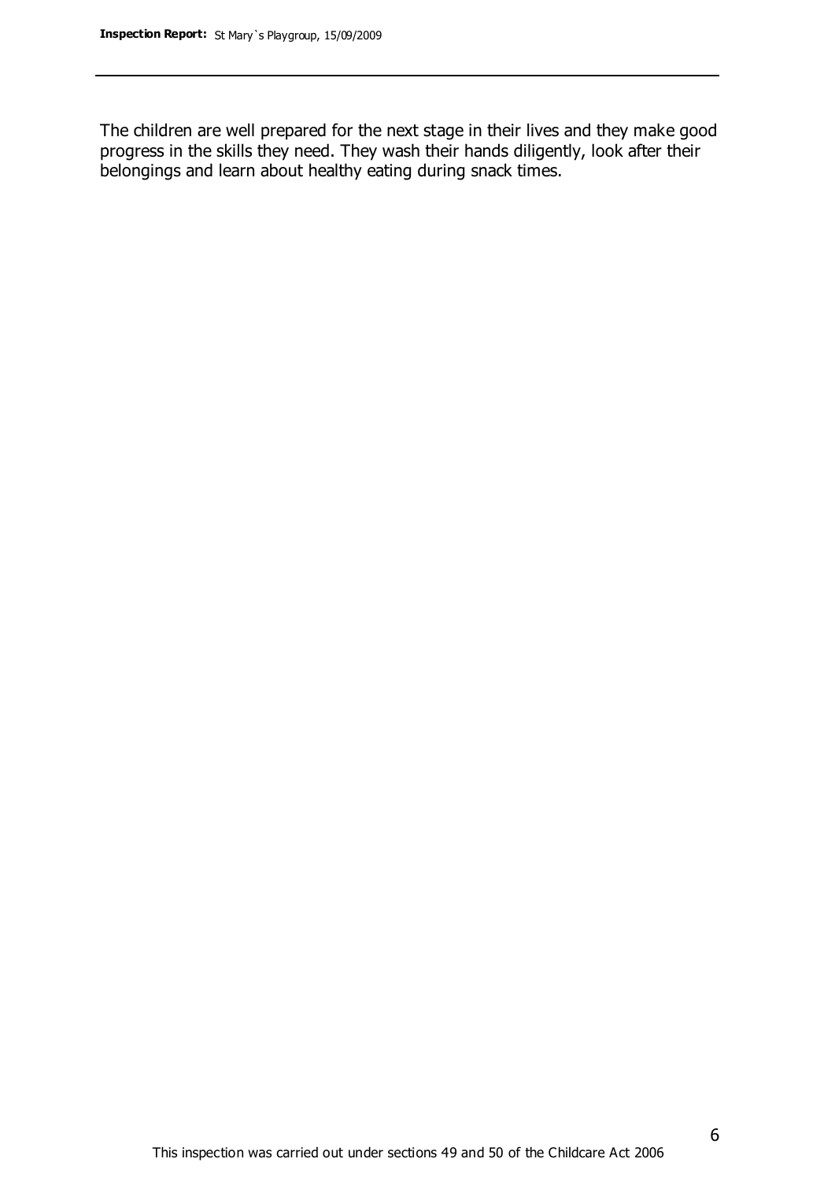The children are well prepared for the next stage in their lives and they make good progress in the skills they need. They wash their hands diligently, look after their belongings and learn about healthy eating during snack times.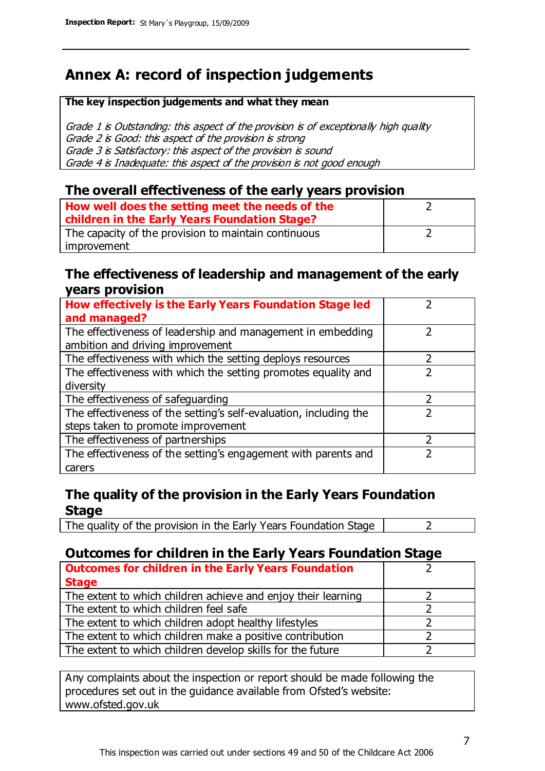# Annex A: record of inspection judgements

**The key inspection judgements and what they mean**

*Grade 1 is Outstanding: this aspect of the provision is of exceptionally high quality*
*Grade 2 is Good: this aspect of the provision is strong*
*Grade 3 is Satisfactory: this aspect of the provision is sound*
*Grade 4 is Inadequate: this aspect of the provision is not good enough*

## The overall effectiveness of the early years provision

| | |
|---|---|
| **How well does the setting meet the needs of the children in the Early Years Foundation Stage?** | 2 |
| The capacity of the provision to maintain continuous improvement | 2 |

## The effectiveness of leadership and management of the early years provision

| | |
|---|---|
| **How effectively is the Early Years Foundation Stage led and managed?** | 2 |
| The effectiveness of leadership and management in embedding ambition and driving improvement | 2 |
| The effectiveness with which the setting deploys resources | 2 |
| The effectiveness with which the setting promotes equality and diversity | 2 |
| The effectiveness of safeguarding | 2 |
| The effectiveness of the setting's self-evaluation, including the steps taken to promote improvement | 2 |
| The effectiveness of partnerships | 2 |
| The effectiveness of the setting's engagement with parents and carers | 2 |

## The quality of the provision in the Early Years Foundation Stage

| | |
|---|---|
| The quality of the provision in the Early Years Foundation Stage | 2 |

## Outcomes for children in the Early Years Foundation Stage

| | |
|---|---|
| **Outcomes for children in the Early Years Foundation Stage** | 2 |
| The extent to which children achieve and enjoy their learning | 2 |
| The extent to which children feel safe | 2 |
| The extent to which children adopt healthy lifestyles | 2 |
| The extent to which children make a positive contribution | 2 |
| The extent to which children develop skills for the future | 2 |

Any complaints about the inspection or report should be made following the procedures set out in the guidance available from Ofsted's website: www.ofsted.gov.uk

This inspection was carried out under sections 49 and 50 of the Childcare Act 2006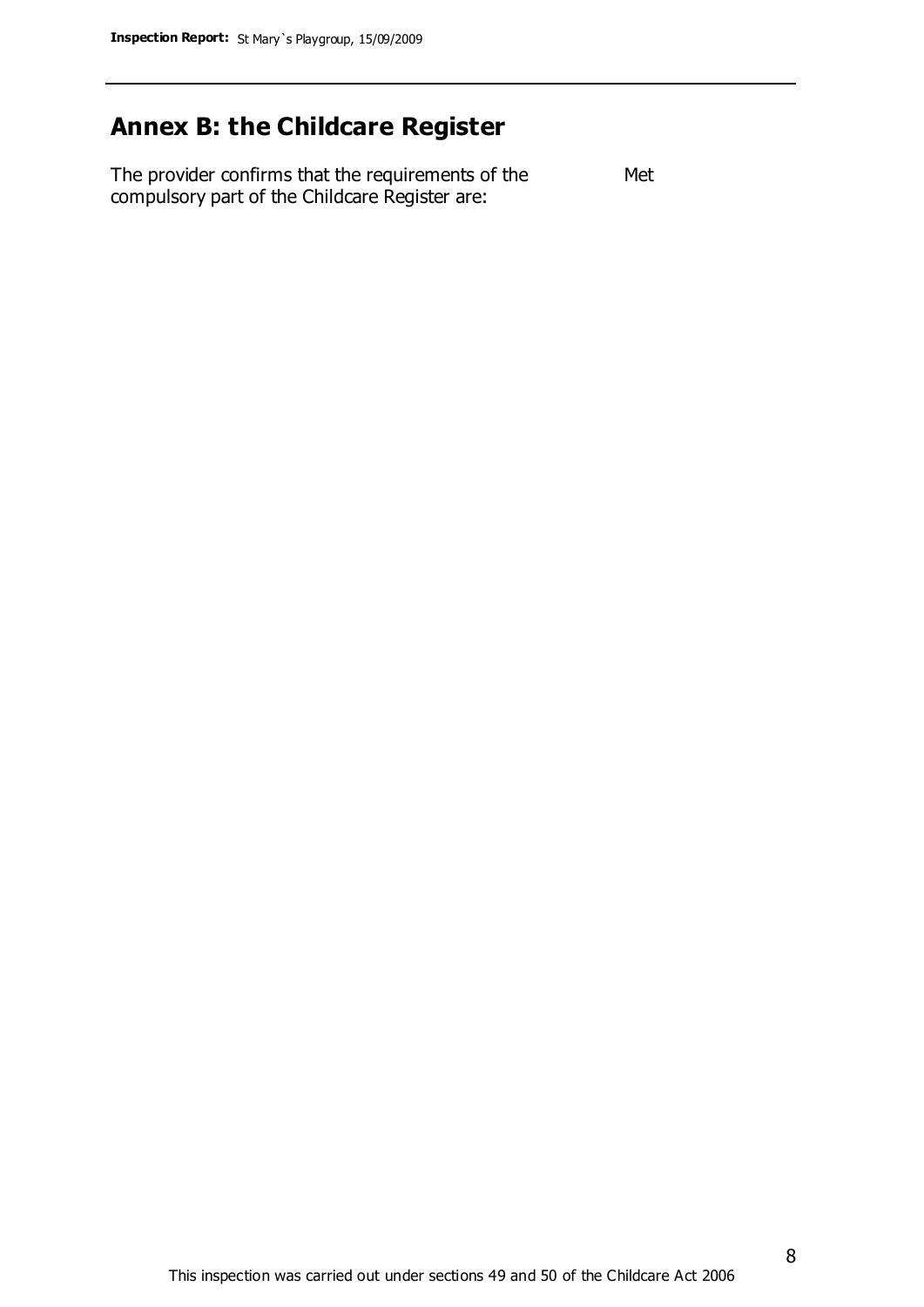## Annex B: the Childcare Register

| | |
|---|---|
| The provider confirms that the requirements of the compulsory part of the Childcare Register are: | Met |

This inspection was carried out under sections 49 and 50 of the Childcare Act 2006